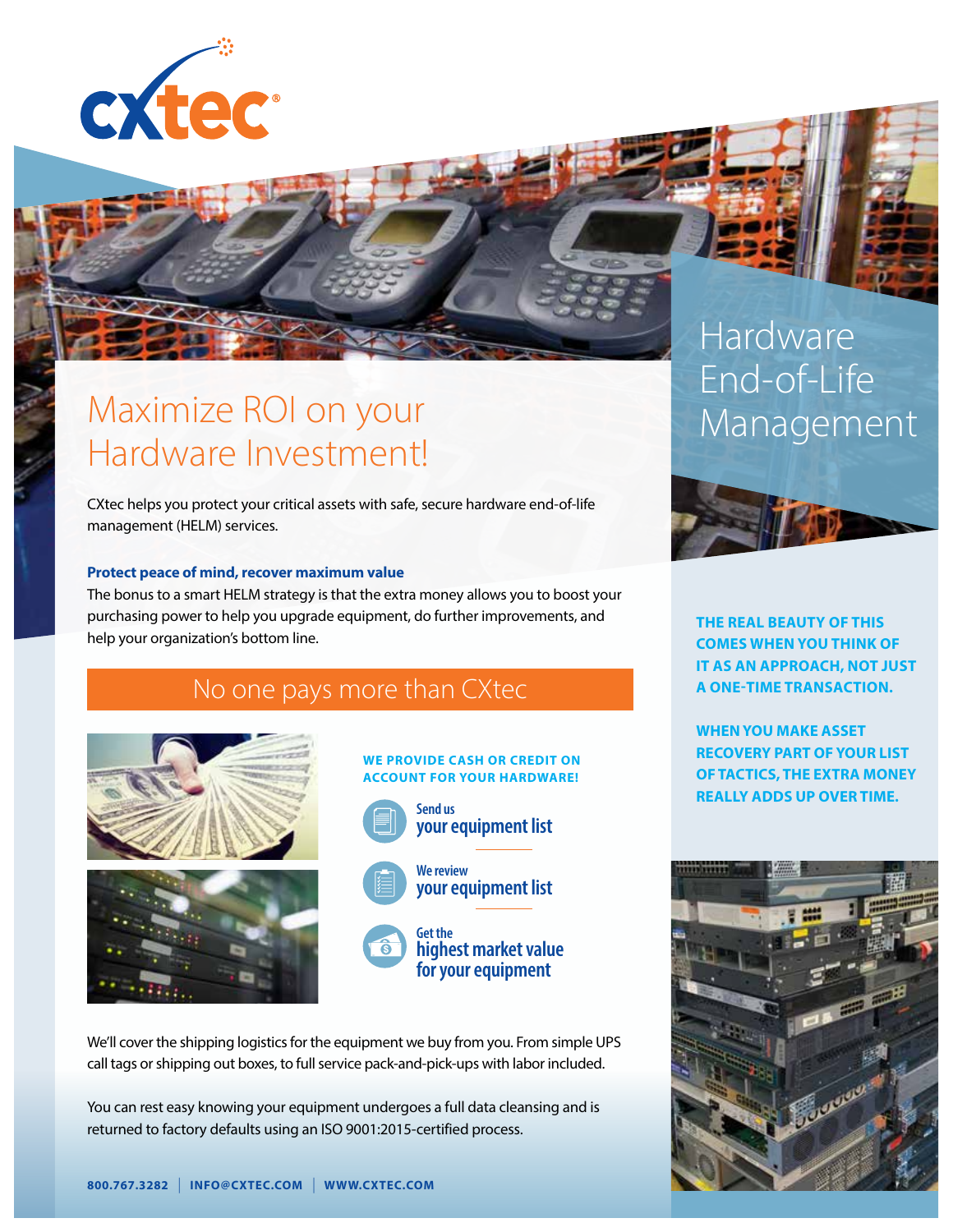cxtec

# Hardware End-of-Life Management

# Maximize ROI on your Hardware Investment!

CXtec helps you protect your critical assets with safe, secure hardware end-of-life management (HELM) services.

### Protect peace of mind, recover maximum value

The bonus to a smart HELM strategy is that the extra money allows you to boost your purchasing power to help you upgrade equipment, do further improvements, and help your organization's bottom line.

## No one pays more than CXtec

**WE PROVIDE CASH OR CREDIT ON ACCOUNT FOR YOUR HARDWARE!**

- Send us **your equipment list**
- We review **your equipment list**
- Get the **highest market value for your equipment**

We'll cover the shipping logistics for the equipment we buy from you. From simple UPS call tags or shipping out boxes, to full service pack-and-pick-ups with labor included.

You can rest easy knowing your equipment undergoes a full data cleansing and is returned to factory defaults using an ISO 9001:2015-certified process.

**THE REAL BEAUTY OF THIS COMES WHEN YOU THINK OF IT AS AN APPROACH, NOT JUST A ONE-TIME TRANSACTION.**

**WHEN YOU MAKE ASSET RECOVERY PART OF YOUR LIST OF TACTICS, THE EXTRA MONEY REALLY ADDS UP OVER TIME.**

800.767.3282 | INFO@CXTEC.COM | WWW.CXTEC.COM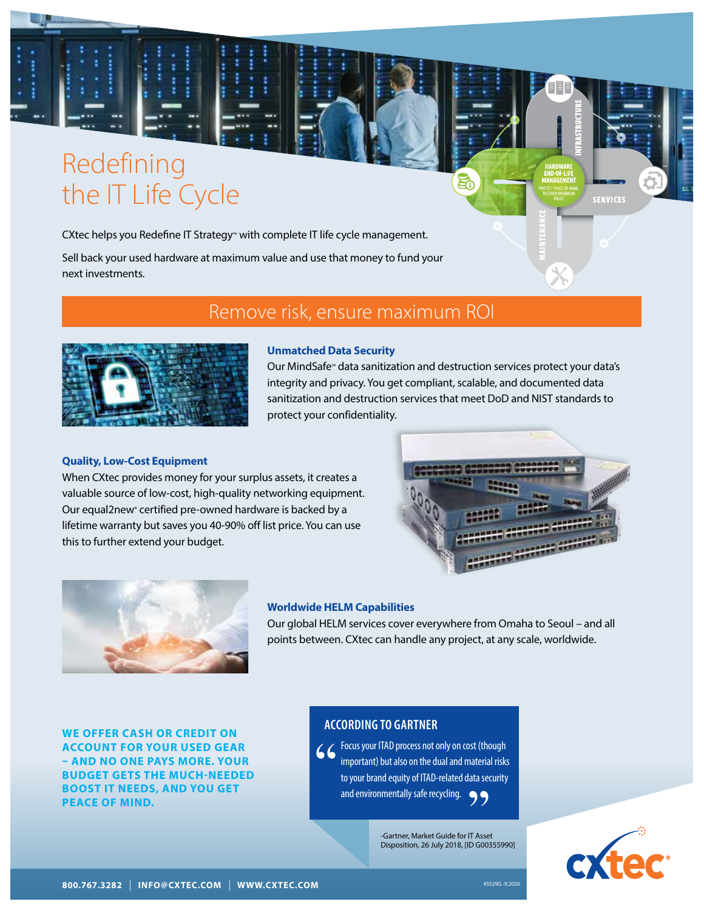# Redefining the IT Life Cycle

CXtec helps you Redefine IT Strategy™ with complete IT life cycle management.

Sell back your used hardware at maximum value and use that money to fund your next investments.

HARDWARE END-OF-LIFE MANAGEMENT

PROTECT PEACE OF MIND, RECOVER MAXIMUM VALUE

INFRASTRUCTURE

SERVICES

MAINTENANCE

## Remove risk, ensure maximum ROI

### Unmatched Data Security

Our MindSafe™ data sanitization and destruction services protect your data's integrity and privacy. You get compliant, scalable, and documented data sanitization and destruction services that meet DoD and NIST standards to protect your confidentiality.

### Quality, Low-Cost Equipment

When CXtec provides money for your surplus assets, it creates a valuable source of low-cost, high-quality networking equipment. Our equal2new® certified pre-owned hardware is backed by a lifetime warranty but saves you 40-90% off list price. You can use this to further extend your budget.

### Worldwide HELM Capabilities

Our global HELM services cover everywhere from Omaha to Seoul – and all points between. CXtec can handle any project, at any scale, worldwide.

**WE OFFER CASH OR CREDIT ON ACCOUNT FOR YOUR USED GEAR – AND NO ONE PAYS MORE. YOUR BUDGET GETS THE MUCH-NEEDED BOOST IT NEEDS, AND YOU GET PEACE OF MIND.**

### ACCORDING TO GARTNER

"Focus your ITAD process not only on cost (though important) but also on the dual and material risks to your brand equity of ITAD-related data security and environmentally safe recycling."

-Gartner, Market Guide for IT Asset Disposition, 26 July 2018, [ID G00355990]

cxtec®

800.767.3282 | INFO@CXTEC.COM | WWW.CXTEC.COM

#5529G -9.2020